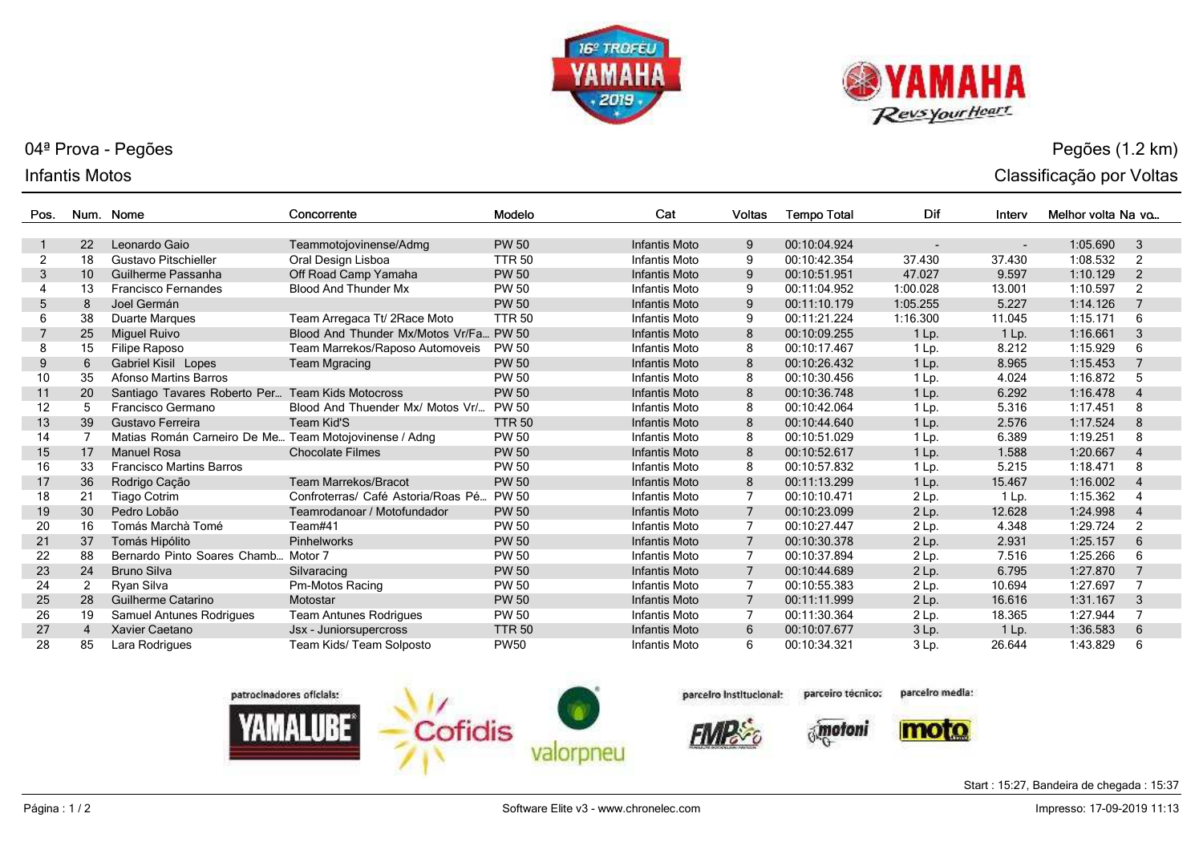04ª Prova - Pegões

Infantis Motos

Pegões (1.2 km)

Classificação por Voltas

| Pos. | Num. | Nome | Concorrente | Modelo | Cat | Voltas | Tempo Total | Dif | Interv | Melhor volta | Na vo... |
|---|---|---|---|---|---|---|---|---|---|---|---|
| 1 | 22 | Leonardo Gaio | Teammotojovinense/Admg | PW 50 | Infantis Moto | 9 | 00:10:04.924 | - | - | 1:05.690 | 3 |
| 2 | 18 | Gustavo Pitschieller | Oral Design Lisboa | TTR 50 | Infantis Moto | 9 | 00:10:42.354 | 37.430 | 37.430 | 1:08.532 | 2 |
| 3 | 10 | Guilherme Passanha | Off Road Camp Yamaha | PW 50 | Infantis Moto | 9 | 00:10:51.951 | 47.027 | 9.597 | 1:10.129 | 2 |
| 4 | 13 | Francisco Fernandes | Blood And Thunder Mx | PW 50 | Infantis Moto | 9 | 00:11:04.952 | 1:00.028 | 13.001 | 1:10.597 | 2 |
| 5 | 8 | Joel Germán | | PW 50 | Infantis Moto | 9 | 00:11:10.179 | 1:05.255 | 5.227 | 1:14.126 | 7 |
| 6 | 38 | Duarte Marques | Team Arregaca Tt/ 2Race Moto | TTR 50 | Infantis Moto | 9 | 00:11:21.224 | 1:16.300 | 11.045 | 1:15.171 | 6 |
| 7 | 25 | Miguel Ruivo | Blood And Thunder Mx/Motos Vr/Fa... | PW 50 | Infantis Moto | 8 | 00:10:09.255 | 1 Lp. | 1 Lp. | 1:16.661 | 3 |
| 8 | 15 | Filipe Raposo | Team Marrekos/Raposo Automoveis | PW 50 | Infantis Moto | 8 | 00:10:17.467 | 1 Lp. | 8.212 | 1:15.929 | 6 |
| 9 | 6 | Gabriel Kisil Lopes | Team Mgracing | PW 50 | Infantis Moto | 8 | 00:10:26.432 | 1 Lp. | 8.965 | 1:15.453 | 7 |
| 10 | 35 | Afonso Martins Barros | | PW 50 | Infantis Moto | 8 | 00:10:30.456 | 1 Lp. | 4.024 | 1:16.872 | 5 |
| 11 | 20 | Santiago Tavares Roberto Per... | Team Kids Motocross | PW 50 | Infantis Moto | 8 | 00:10:36.748 | 1 Lp. | 6.292 | 1:16.478 | 4 |
| 12 | 5 | Francisco Germano | Blood And Thuender Mx/ Motos Vr/... | PW 50 | Infantis Moto | 8 | 00:10:42.064 | 1 Lp. | 5.316 | 1:17.451 | 8 |
| 13 | 39 | Gustavo Ferreira | Team Kid'S | TTR 50 | Infantis Moto | 8 | 00:10:44.640 | 1 Lp. | 2.576 | 1:17.524 | 8 |
| 14 | 7 | Matias Román Carneiro De Me... | Team Motojovinense / Adng | PW 50 | Infantis Moto | 8 | 00:10:51.029 | 1 Lp. | 6.389 | 1:19.251 | 8 |
| 15 | 17 | Manuel Rosa | Chocolate Filmes | PW 50 | Infantis Moto | 8 | 00:10:52.617 | 1 Lp. | 1.588 | 1:20.667 | 4 |
| 16 | 33 | Francisco Martins Barros | | PW 50 | Infantis Moto | 8 | 00:10:57.832 | 1 Lp. | 5.215 | 1:18.471 | 8 |
| 17 | 36 | Rodrigo Cação | Team Marrekos/Bracot | PW 50 | Infantis Moto | 8 | 00:11:13.299 | 1 Lp. | 15.467 | 1:16.002 | 4 |
| 18 | 21 | Tiago Cotrim | Confroterras/ Café Astoria/Roas Pé... | PW 50 | Infantis Moto | 7 | 00:10:10.471 | 2 Lp. | 1 Lp. | 1:15.362 | 4 |
| 19 | 30 | Pedro Lobão | Teamrodanoar / Motofundador | PW 50 | Infantis Moto | 7 | 00:10:23.099 | 2 Lp. | 12.628 | 1:24.998 | 4 |
| 20 | 16 | Tomás Marchà Tomé | Team#41 | PW 50 | Infantis Moto | 7 | 00:10:27.447 | 2 Lp. | 4.348 | 1:29.724 | 2 |
| 21 | 37 | Tomás Hipólito | Pinhelworks | PW 50 | Infantis Moto | 7 | 00:10:30.378 | 2 Lp. | 2.931 | 1:25.157 | 6 |
| 22 | 88 | Bernardo Pinto Soares Chamb... | Motor 7 | PW 50 | Infantis Moto | 7 | 00:10:37.894 | 2 Lp. | 7.516 | 1:25.266 | 6 |
| 23 | 24 | Bruno Silva | Silvaracing | PW 50 | Infantis Moto | 7 | 00:10:44.689 | 2 Lp. | 6.795 | 1:27.870 | 7 |
| 24 | 2 | Ryan Silva | Pm-Motos Racing | PW 50 | Infantis Moto | 7 | 00:10:55.383 | 2 Lp. | 10.694 | 1:27.697 | 7 |
| 25 | 28 | Guilherme Catarino | Motostar | PW 50 | Infantis Moto | 7 | 00:11:11.999 | 2 Lp. | 16.616 | 1:31.167 | 3 |
| 26 | 19 | Samuel Antunes Rodrigues | Team Antunes Rodrigues | PW 50 | Infantis Moto | 7 | 00:11:30.364 | 2 Lp. | 18.365 | 1:27.944 | 7 |
| 27 | 4 | Xavier Caetano | Jsx - Juniorsupercross | TTR 50 | Infantis Moto | 6 | 00:10:07.677 | 3 Lp. | 1 Lp. | 1:36.583 | 6 |
| 28 | 85 | Lara Rodrigues | Team Kids/ Team Solposto | PW50 | Infantis Moto | 6 | 00:10:34.321 | 3 Lp. | 26.644 | 1:43.829 | 6 |

patrocinadores oficiais: YAMALUBE, Cofidis, valorpneu — parceiro institucional: FMP — parceiro técnico: motoni — parceiro media: moto

Start : 15:27, Bandeira de chegada : 15:37

Software Elite v3 - www.chronelec.com

Impresso: 17-09-2019 11:13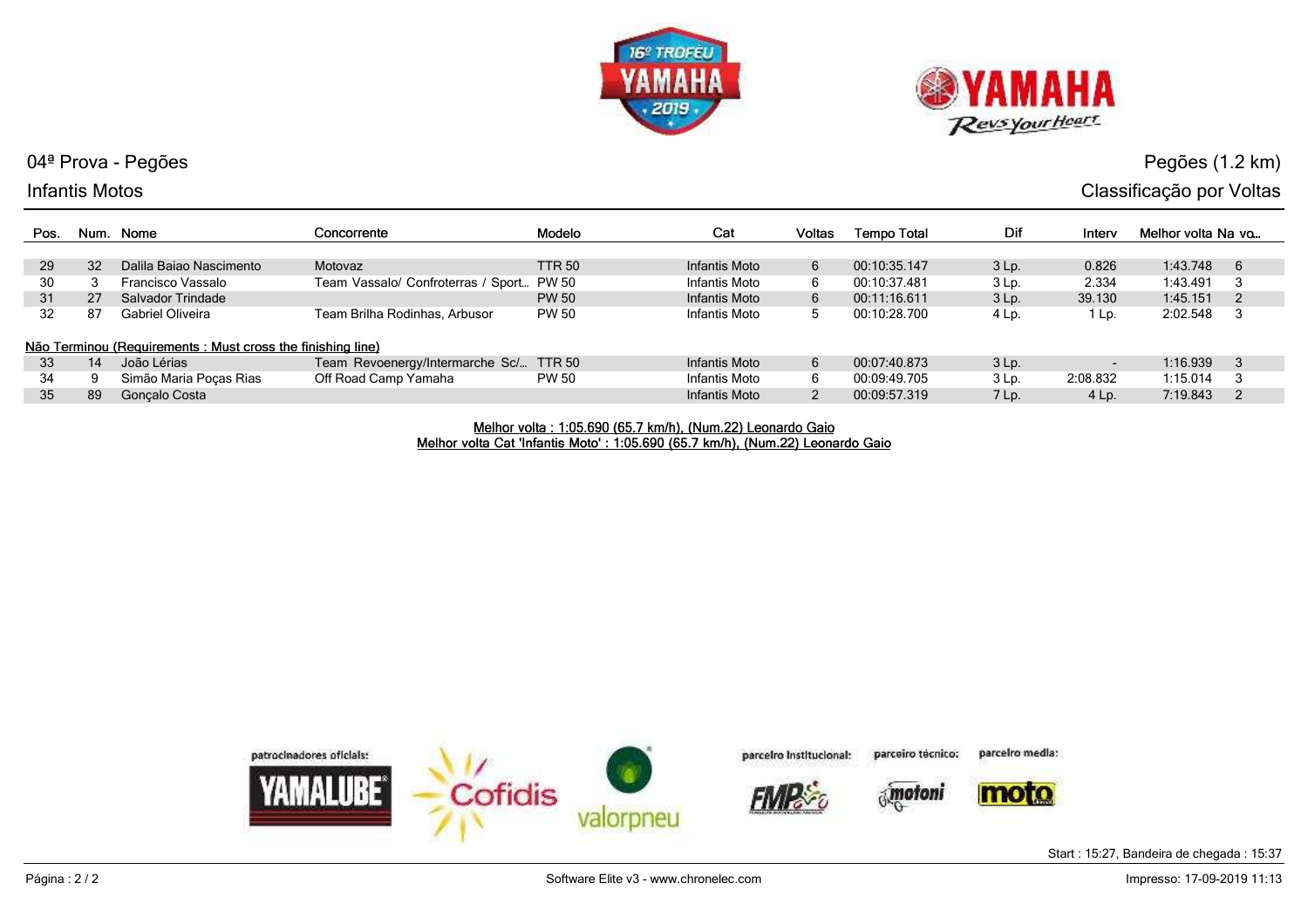04ª Prova - Pegões

Pegões (1.2 km)

Infantis Motos

Classificação por Voltas

| Pos. | Num. | Nome | Concorrente | Modelo | Cat | Voltas | Tempo Total | Dif | Interv | Melhor volta | Na vo... |
|---|---|---|---|---|---|---|---|---|---|---|---|
| 29 | 32 | Dalila Baiao Nascimento | Motovaz | TTR 50 | Infantis Moto | 6 | 00:10:35.147 | 3 Lp. | 0.826 | 1:43.748 | 6 |
| 30 | 3 | Francisco Vassalo | Team Vassalo/ Confroterras / Sport... | PW 50 | Infantis Moto | 6 | 00:10:37.481 | 3 Lp. | 2.334 | 1:43.491 | 3 |
| 31 | 27 | Salvador Trindade | | PW 50 | Infantis Moto | 6 | 00:11:16.611 | 3 Lp. | 39.130 | 1:45.151 | 2 |
| 32 | 87 | Gabriel Oliveira | Team Brilha Rodinhas, Arbusor | PW 50 | Infantis Moto | 5 | 00:10:28.700 | 4 Lp. | 1 Lp. | 2:02.548 | 3 |
| **Não Terminou (Requirements : Must cross the finishing line)** | | | | | | | | | | | |
| 33 | 14 | João Lérias | Team Revoenergy/Intermarche Sc/... | TTR 50 | Infantis Moto | 6 | 00:07:40.873 | 3 Lp. | - | 1:16.939 | 3 |
| 34 | 9 | Simão Maria Poças Rias | Off Road Camp Yamaha | PW 50 | Infantis Moto | 6 | 00:09:49.705 | 3 Lp. | 2:08.832 | 1:15.014 | 3 |
| 35 | 89 | Gonçalo Costa | | | Infantis Moto | 2 | 00:09:57.319 | 7 Lp. | 4 Lp. | 7:19.843 | 2 |

Melhor volta : 1:05.690 (65.7 km/h), (Num.22) Leonardo Gaio

Melhor volta Cat 'Infantis Moto' : 1:05.690 (65.7 km/h), (Num.22) Leonardo Gaio

patrocinadores oficiais: YAMALUBE, Cofidis, valorpneu

parceiro institucional: FMP

parceiro técnico: motoni

parceiro media: moto

Start : 15:27, Bandeira de chegada : 15:37

Software Elite v3 - www.chronelec.com

Impresso: 17-09-2019 11:13